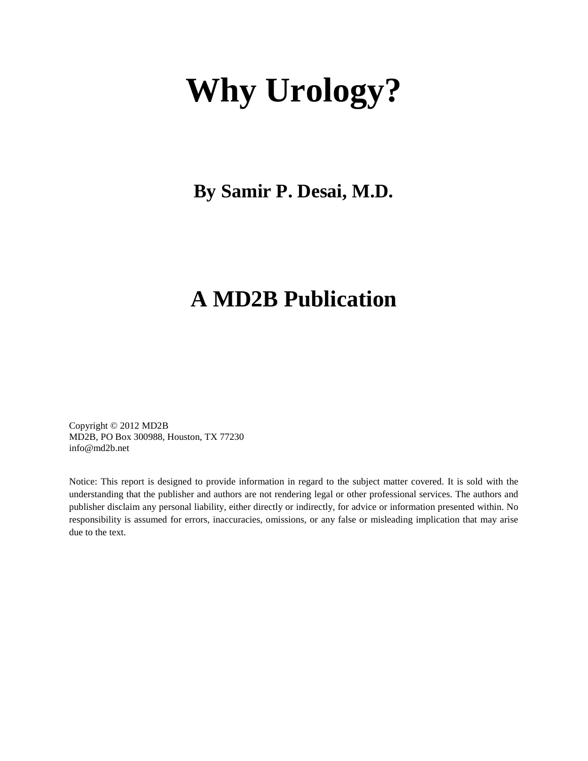# Why Urology?

## By Samir P. Desai, M.D.

## A MD2B Publication

Copyright © 2012 MD2B
MD2B, PO Box 300988, Houston, TX 77230
info@md2b.net

Notice: This report is designed to provide information in regard to the subject matter covered. It is sold with the understanding that the publisher and authors are not rendering legal or other professional services. The authors and publisher disclaim any personal liability, either directly or indirectly, for advice or information presented within. No responsibility is assumed for errors, inaccuracies, omissions, or any false or misleading implication that may arise due to the text.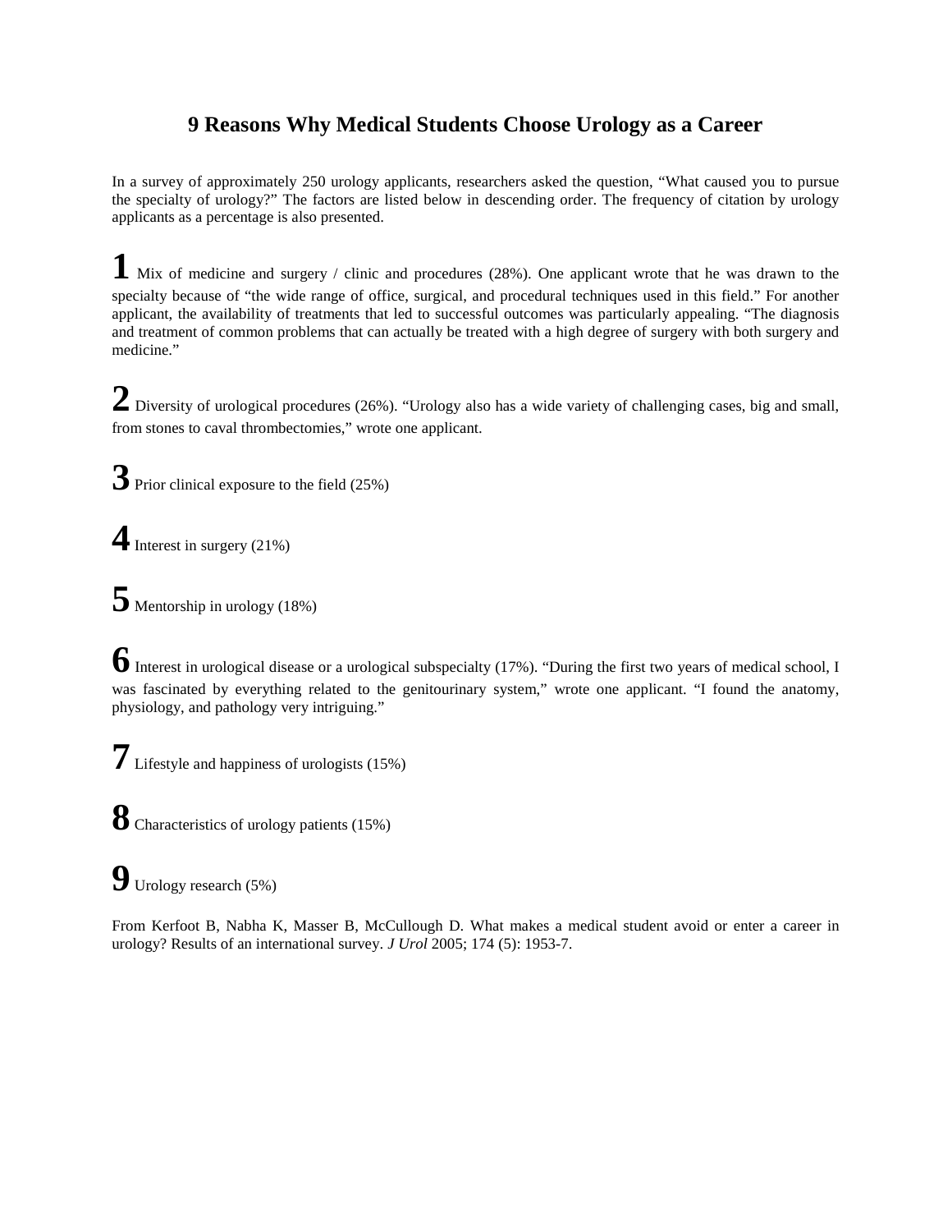# 9 Reasons Why Medical Students Choose Urology as a Career

In a survey of approximately 250 urology applicants, researchers asked the question, "What caused you to pursue the specialty of urology?" The factors are listed below in descending order. The frequency of citation by urology applicants as a percentage is also presented.

**1** Mix of medicine and surgery / clinic and procedures (28%). One applicant wrote that he was drawn to the specialty because of "the wide range of office, surgical, and procedural techniques used in this field." For another applicant, the availability of treatments that led to successful outcomes was particularly appealing. "The diagnosis and treatment of common problems that can actually be treated with a high degree of surgery with both surgery and medicine."

**2** Diversity of urological procedures (26%). "Urology also has a wide variety of challenging cases, big and small, from stones to caval thrombectomies," wrote one applicant.

**3** Prior clinical exposure to the field (25%)

**4** Interest in surgery (21%)

**5** Mentorship in urology (18%)

**6** Interest in urological disease or a urological subspecialty (17%). "During the first two years of medical school, I was fascinated by everything related to the genitourinary system," wrote one applicant. "I found the anatomy, physiology, and pathology very intriguing."

**7** Lifestyle and happiness of urologists (15%)

**8** Characteristics of urology patients (15%)

**9** Urology research (5%)

From Kerfoot B, Nabha K, Masser B, McCullough D. What makes a medical student avoid or enter a career in urology? Results of an international survey. *J Urol* 2005; 174 (5): 1953-7.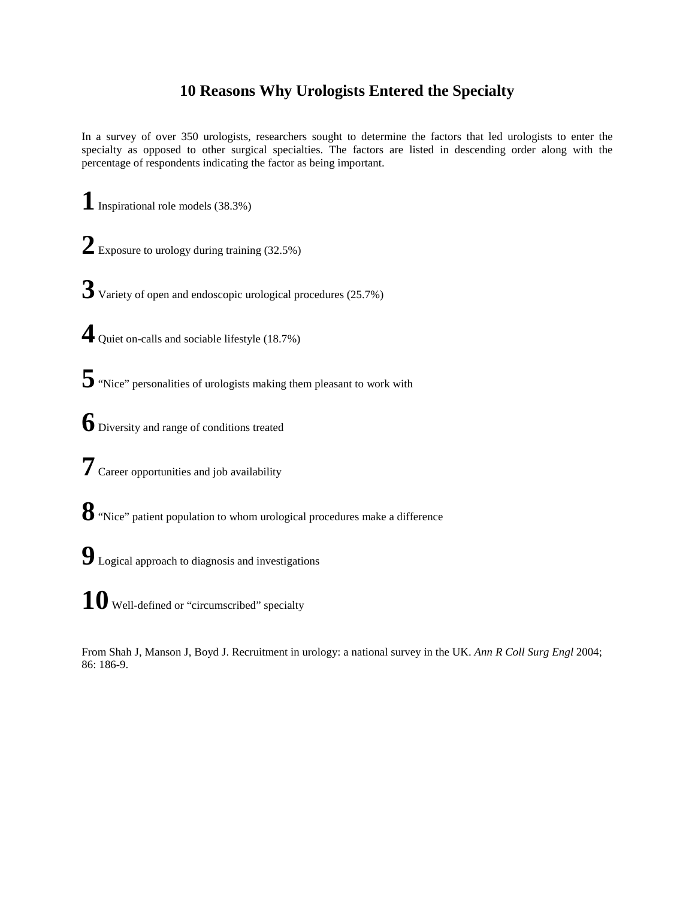# 10 Reasons Why Urologists Entered the Specialty

In a survey of over 350 urologists, researchers sought to determine the factors that led urologists to enter the specialty as opposed to other surgical specialties. The factors are listed in descending order along with the percentage of respondents indicating the factor as being important.

**1** Inspirational role models (38.3%)

**2** Exposure to urology during training (32.5%)

**3** Variety of open and endoscopic urological procedures (25.7%)

**4** Quiet on-calls and sociable lifestyle (18.7%)

**5** "Nice" personalities of urologists making them pleasant to work with

**6** Diversity and range of conditions treated

**7** Career opportunities and job availability

**8** "Nice" patient population to whom urological procedures make a difference

**9** Logical approach to diagnosis and investigations

**10** Well-defined or "circumscribed" specialty

From Shah J, Manson J, Boyd J. Recruitment in urology: a national survey in the UK. *Ann R Coll Surg Engl* 2004; 86: 186-9.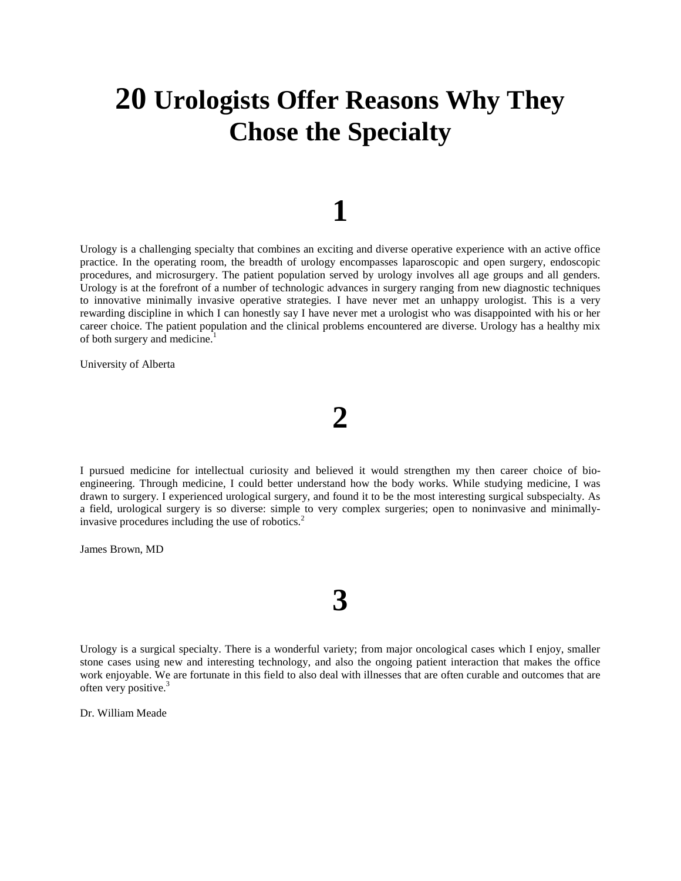# 20 Urologists Offer Reasons Why They Chose the Specialty

## 1

Urology is a challenging specialty that combines an exciting and diverse operative experience with an active office practice. In the operating room, the breadth of urology encompasses laparoscopic and open surgery, endoscopic procedures, and microsurgery. The patient population served by urology involves all age groups and all genders. Urology is at the forefront of a number of technologic advances in surgery ranging from new diagnostic techniques to innovative minimally invasive operative strategies. I have never met an unhappy urologist. This is a very rewarding discipline in which I can honestly say I have never met a urologist who was disappointed with his or her career choice. The patient population and the clinical problems encountered are diverse. Urology has a healthy mix of both surgery and medicine.[1]

University of Alberta

## 2

I pursued medicine for intellectual curiosity and believed it would strengthen my then career choice of bio-engineering. Through medicine, I could better understand how the body works. While studying medicine, I was drawn to surgery. I experienced urological surgery, and found it to be the most interesting surgical subspecialty. As a field, urological surgery is so diverse: simple to very complex surgeries; open to noninvasive and minimally-invasive procedures including the use of robotics.[2]

James Brown, MD

## 3

Urology is a surgical specialty. There is a wonderful variety; from major oncological cases which I enjoy, smaller stone cases using new and interesting technology, and also the ongoing patient interaction that makes the office work enjoyable. We are fortunate in this field to also deal with illnesses that are often curable and outcomes that are often very positive.[3]

Dr. William Meade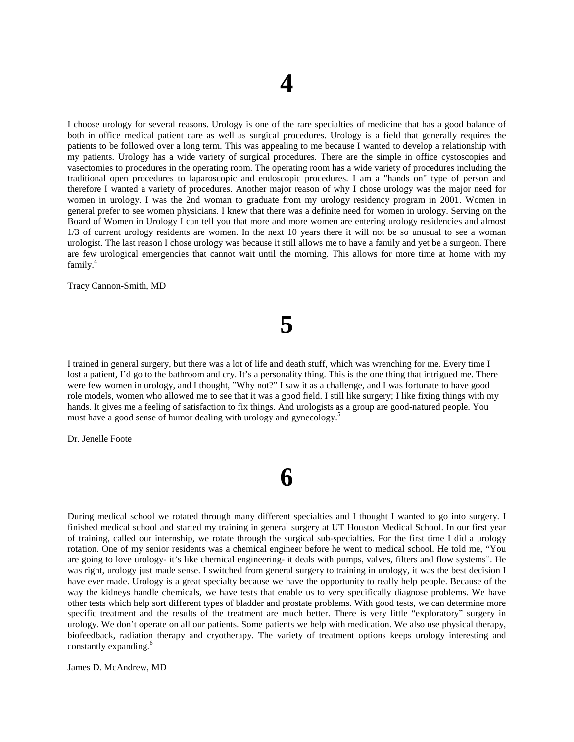# 4

I choose urology for several reasons. Urology is one of the rare specialties of medicine that has a good balance of both in office medical patient care as well as surgical procedures. Urology is a field that generally requires the patients to be followed over a long term. This was appealing to me because I wanted to develop a relationship with my patients. Urology has a wide variety of surgical procedures. There are the simple in office cystoscopies and vasectomies to procedures in the operating room. The operating room has a wide variety of procedures including the traditional open procedures to laparoscopic and endoscopic procedures. I am a "hands on" type of person and therefore I wanted a variety of procedures. Another major reason of why I chose urology was the major need for women in urology. I was the 2nd woman to graduate from my urology residency program in 2001. Women in general prefer to see women physicians. I knew that there was a definite need for women in urology. Serving on the Board of Women in Urology I can tell you that more and more women are entering urology residencies and almost 1/3 of current urology residents are women. In the next 10 years there it will not be so unusual to see a woman urologist. The last reason I chose urology was because it still allows me to have a family and yet be a surgeon. There are few urological emergencies that cannot wait until the morning. This allows for more time at home with my family.[4]

Tracy Cannon-Smith, MD

# 5

I trained in general surgery, but there was a lot of life and death stuff, which was wrenching for me. Every time I lost a patient, I'd go to the bathroom and cry. It's a personality thing. This is the one thing that intrigued me. There were few women in urology, and I thought, "Why not?" I saw it as a challenge, and I was fortunate to have good role models, women who allowed me to see that it was a good field. I still like surgery; I like fixing things with my hands. It gives me a feeling of satisfaction to fix things. And urologists as a group are good-natured people. You must have a good sense of humor dealing with urology and gynecology.[5]

Dr. Jenelle Foote

# 6

During medical school we rotated through many different specialties and I thought I wanted to go into surgery. I finished medical school and started my training in general surgery at UT Houston Medical School. In our first year of training, called our internship, we rotate through the surgical sub-specialties. For the first time I did a urology rotation. One of my senior residents was a chemical engineer before he went to medical school. He told me, "You are going to love urology- it's like chemical engineering- it deals with pumps, valves, filters and flow systems". He was right, urology just made sense. I switched from general surgery to training in urology, it was the best decision I have ever made. Urology is a great specialty because we have the opportunity to really help people. Because of the way the kidneys handle chemicals, we have tests that enable us to very specifically diagnose problems. We have other tests which help sort different types of bladder and prostate problems. With good tests, we can determine more specific treatment and the results of the treatment are much better. There is very little "exploratory" surgery in urology. We don't operate on all our patients. Some patients we help with medication. We also use physical therapy, biofeedback, radiation therapy and cryotherapy. The variety of treatment options keeps urology interesting and constantly expanding.[6]

James D. McAndrew, MD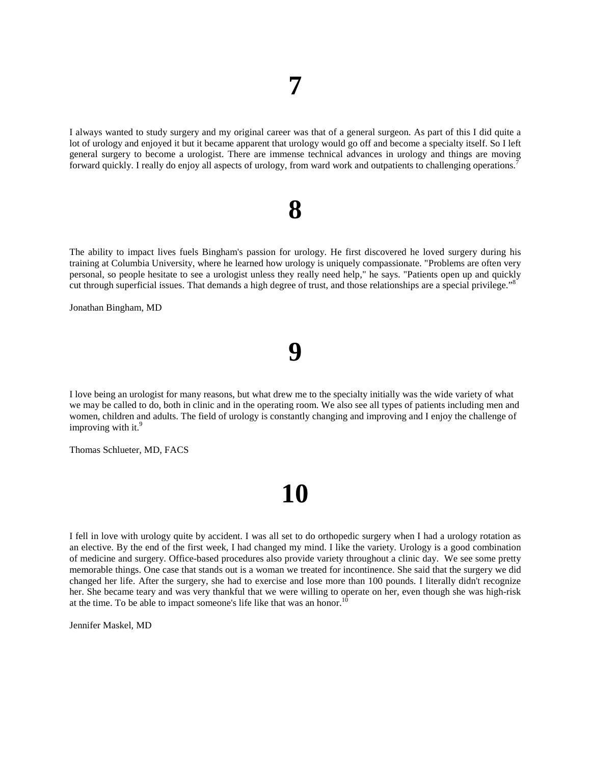# 7

I always wanted to study surgery and my original career was that of a general surgeon. As part of this I did quite a lot of urology and enjoyed it but it became apparent that urology would go off and become a specialty itself. So I left general surgery to become a urologist. There are immense technical advances in urology and things are moving forward quickly. I really do enjoy all aspects of urology, from ward work and outpatients to challenging operations.[7]

# 8

The ability to impact lives fuels Bingham's passion for urology. He first discovered he loved surgery during his training at Columbia University, where he learned how urology is uniquely compassionate. "Problems are often very personal, so people hesitate to see a urologist unless they really need help," he says. "Patients open up and quickly cut through superficial issues. That demands a high degree of trust, and those relationships are a special privilege."[8]

Jonathan Bingham, MD

# 9

I love being an urologist for many reasons, but what drew me to the specialty initially was the wide variety of what we may be called to do, both in clinic and in the operating room. We also see all types of patients including men and women, children and adults. The field of urology is constantly changing and improving and I enjoy the challenge of improving with it.[9]

Thomas Schlueter, MD, FACS

# 10

I fell in love with urology quite by accident. I was all set to do orthopedic surgery when I had a urology rotation as an elective. By the end of the first week, I had changed my mind. I like the variety. Urology is a good combination of medicine and surgery. Office-based procedures also provide variety throughout a clinic day. We see some pretty memorable things. One case that stands out is a woman we treated for incontinence. She said that the surgery we did changed her life. After the surgery, she had to exercise and lose more than 100 pounds. I literally didn't recognize her. She became teary and was very thankful that we were willing to operate on her, even though she was high-risk at the time. To be able to impact someone's life like that was an honor.[10]

Jennifer Maskel, MD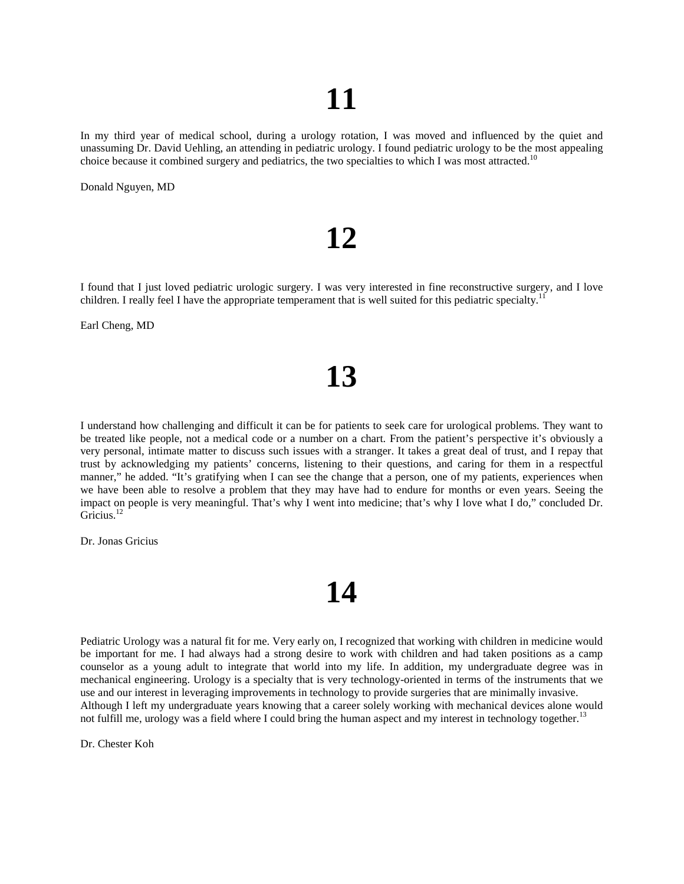# 11

In my third year of medical school, during a urology rotation, I was moved and influenced by the quiet and unassuming Dr. David Uehling, an attending in pediatric urology. I found pediatric urology to be the most appealing choice because it combined surgery and pediatrics, the two specialties to which I was most attracted.[10]

Donald Nguyen, MD

# 12

I found that I just loved pediatric urologic surgery. I was very interested in fine reconstructive surgery, and I love children. I really feel I have the appropriate temperament that is well suited for this pediatric specialty.[11]

Earl Cheng, MD

# 13

I understand how challenging and difficult it can be for patients to seek care for urological problems. They want to be treated like people, not a medical code or a number on a chart. From the patient's perspective it's obviously a very personal, intimate matter to discuss such issues with a stranger. It takes a great deal of trust, and I repay that trust by acknowledging my patients' concerns, listening to their questions, and caring for them in a respectful manner," he added. "It's gratifying when I can see the change that a person, one of my patients, experiences when we have been able to resolve a problem that they may have had to endure for months or even years. Seeing the impact on people is very meaningful. That's why I went into medicine; that's why I love what I do," concluded Dr. Gricius.[12]

Dr. Jonas Gricius

# 14

Pediatric Urology was a natural fit for me. Very early on, I recognized that working with children in medicine would be important for me. I had always had a strong desire to work with children and had taken positions as a camp counselor as a young adult to integrate that world into my life. In addition, my undergraduate degree was in mechanical engineering. Urology is a specialty that is very technology-oriented in terms of the instruments that we use and our interest in leveraging improvements in technology to provide surgeries that are minimally invasive. Although I left my undergraduate years knowing that a career solely working with mechanical devices alone would not fulfill me, urology was a field where I could bring the human aspect and my interest in technology together.[13]

Dr. Chester Koh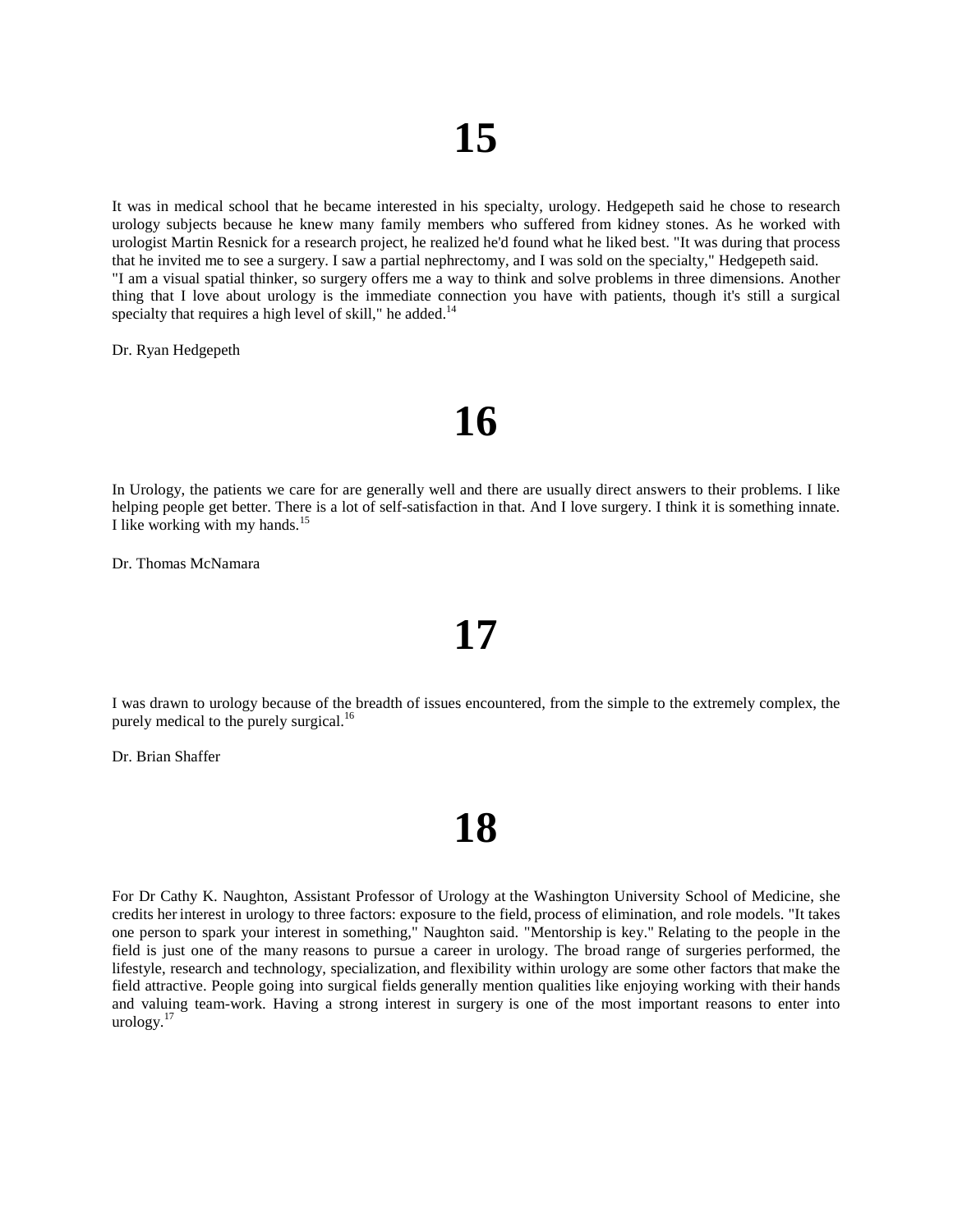# 15

It was in medical school that he became interested in his specialty, urology. Hedgepeth said he chose to research urology subjects because he knew many family members who suffered from kidney stones. As he worked with urologist Martin Resnick for a research project, he realized he'd found what he liked best. "It was during that process that he invited me to see a surgery. I saw a partial nephrectomy, and I was sold on the specialty," Hedgepeth said. "I am a visual spatial thinker, so surgery offers me a way to think and solve problems in three dimensions. Another thing that I love about urology is the immediate connection you have with patients, though it's still a surgical specialty that requires a high level of skill," he added.[14]

Dr. Ryan Hedgepeth

# 16

In Urology, the patients we care for are generally well and there are usually direct answers to their problems. I like helping people get better. There is a lot of self-satisfaction in that. And I love surgery. I think it is something innate. I like working with my hands.[15]

Dr. Thomas McNamara

# 17

I was drawn to urology because of the breadth of issues encountered, from the simple to the extremely complex, the purely medical to the purely surgical.[16]

Dr. Brian Shaffer

# 18

For Dr Cathy K. Naughton, Assistant Professor of Urology at the Washington University School of Medicine, she credits her interest in urology to three factors: exposure to the field, process of elimination, and role models. "It takes one person to spark your interest in something," Naughton said. "Mentorship is key." Relating to the people in the field is just one of the many reasons to pursue a career in urology. The broad range of surgeries performed, the lifestyle, research and technology, specialization, and flexibility within urology are some other factors that make the field attractive. People going into surgical fields generally mention qualities like enjoying working with their hands and valuing team-work. Having a strong interest in surgery is one of the most important reasons to enter into urology.[17]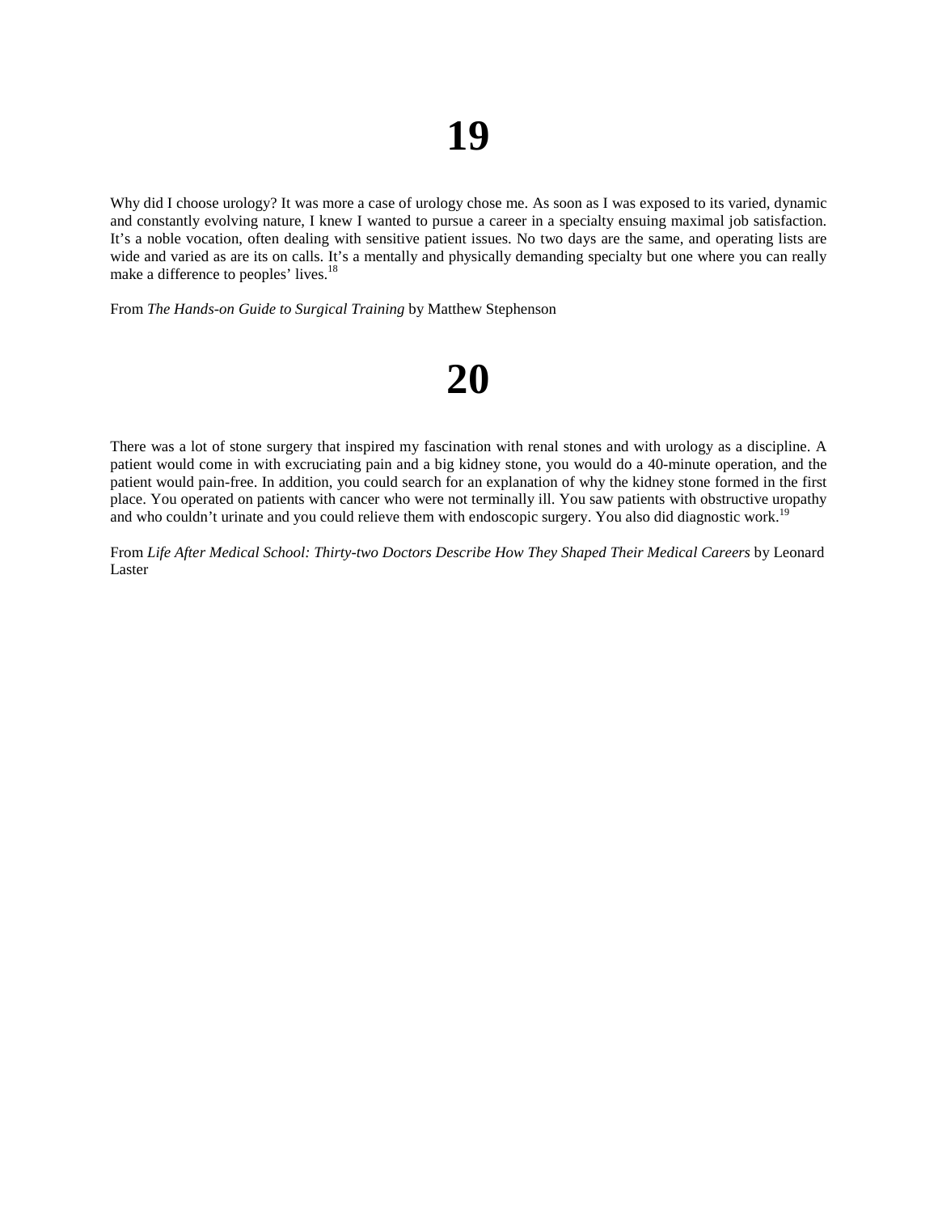# 19

Why did I choose urology? It was more a case of urology chose me. As soon as I was exposed to its varied, dynamic and constantly evolving nature, I knew I wanted to pursue a career in a specialty ensuing maximal job satisfaction. It's a noble vocation, often dealing with sensitive patient issues. No two days are the same, and operating lists are wide and varied as are its on calls. It's a mentally and physically demanding specialty but one where you can really make a difference to peoples' lives.[18]

From *The Hands-on Guide to Surgical Training* by Matthew Stephenson

# 20

There was a lot of stone surgery that inspired my fascination with renal stones and with urology as a discipline. A patient would come in with excruciating pain and a big kidney stone, you would do a 40-minute operation, and the patient would pain-free. In addition, you could search for an explanation of why the kidney stone formed in the first place. You operated on patients with cancer who were not terminally ill. You saw patients with obstructive uropathy and who couldn't urinate and you could relieve them with endoscopic surgery. You also did diagnostic work.[19]

From *Life After Medical School: Thirty-two Doctors Describe How They Shaped Their Medical Careers* by Leonard Laster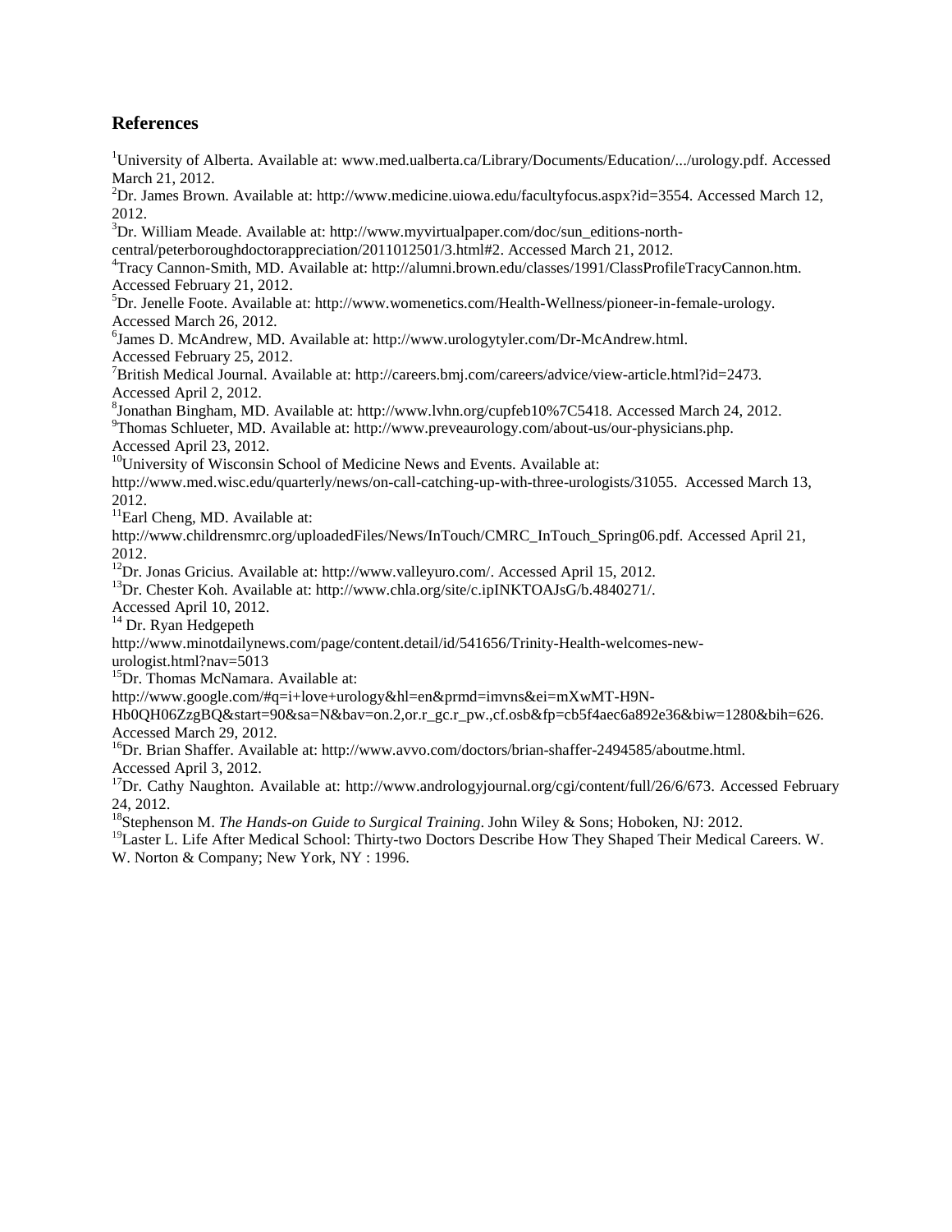## References

[1]University of Alberta. Available at: www.med.ualberta.ca/Library/Documents/Education/.../urology.pdf. Accessed March 21, 2012.

[2]Dr. James Brown. Available at: http://www.medicine.uiowa.edu/facultyfocus.aspx?id=3554. Accessed March 12, 2012.

[3]Dr. William Meade. Available at: http://www.myvirtualpaper.com/doc/sun_editions-north-central/peterboroughdoctorappreciation/2011012501/3.html#2. Accessed March 21, 2012.

[4]Tracy Cannon-Smith, MD. Available at: http://alumni.brown.edu/classes/1991/ClassProfileTracyCannon.htm. Accessed February 21, 2012.

[5]Dr. Jenelle Foote. Available at: http://www.womenetics.com/Health-Wellness/pioneer-in-female-urology. Accessed March 26, 2012.

[6]James D. McAndrew, MD. Available at: http://www.urologytyler.com/Dr-McAndrew.html. Accessed February 25, 2012.

[7]British Medical Journal. Available at: http://careers.bmj.com/careers/advice/view-article.html?id=2473. Accessed April 2, 2012.

[8]Jonathan Bingham, MD. Available at: http://www.lvhn.org/cupfeb10%7C5418. Accessed March 24, 2012.

[9]Thomas Schlueter, MD. Available at: http://www.preveaurology.com/about-us/our-physicians.php. Accessed April 23, 2012.

[10]University of Wisconsin School of Medicine News and Events. Available at: http://www.med.wisc.edu/quarterly/news/on-call-catching-up-with-three-urologists/31055. Accessed March 13, 2012.

[11]Earl Cheng, MD. Available at: http://www.childrensmrc.org/uploadedFiles/News/InTouch/CMRC_InTouch_Spring06.pdf. Accessed April 21, 2012.

[12]Dr. Jonas Gricius. Available at: http://www.valleyuro.com/. Accessed April 15, 2012.

[13]Dr. Chester Koh. Available at: http://www.chla.org/site/c.ipINKTOAJsG/b.4840271/. Accessed April 10, 2012.

[14] Dr. Ryan Hedgepeth http://www.minotdailynews.com/page/content.detail/id/541656/Trinity-Health-welcomes-new-urologist.html?nav=5013

[15]Dr. Thomas McNamara. Available at: http://www.google.com/#q=i+love+urology&hl=en&prmd=imvns&ei=mXwMT-H9N-Hb0QH06ZzgBQ&start=90&sa=N&bav=on.2,or.r_gc.r_pw.,cf.osb&fp=cb5f4aec6a892e36&biw=1280&bih=626. Accessed March 29, 2012.

[16]Dr. Brian Shaffer. Available at: http://www.avvo.com/doctors/brian-shaffer-2494585/aboutme.html. Accessed April 3, 2012.

[17]Dr. Cathy Naughton. Available at: http://www.andrologyjournal.org/cgi/content/full/26/6/673. Accessed February 24, 2012.

[18]Stephenson M. *The Hands-on Guide to Surgical Training*. John Wiley & Sons; Hoboken, NJ: 2012.

[19]Laster L. Life After Medical School: Thirty-two Doctors Describe How They Shaped Their Medical Careers. W. W. Norton & Company; New York, NY : 1996.